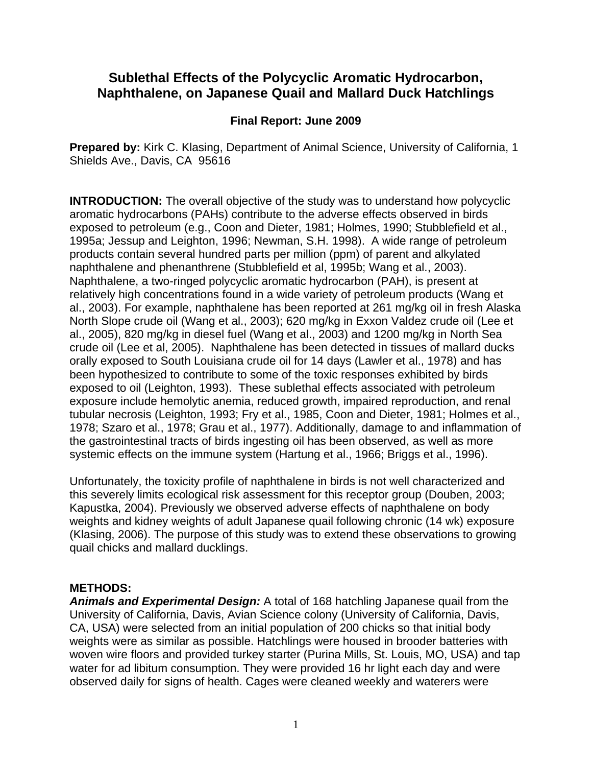# Sublethal Effects of the Polycyclic Aromatic Hydrocarbon, Naphthalene, on Japanese Quail and Mallard Duck Hatchlings

**Final Report: June 2009**

**Prepared by:** Kirk C. Klasing, Department of Animal Science, University of California, 1 Shields Ave., Davis, CA 95616

**INTRODUCTION:** The overall objective of the study was to understand how polycyclic aromatic hydrocarbons (PAHs) contribute to the adverse effects observed in birds exposed to petroleum (e.g., Coon and Dieter, 1981; Holmes, 1990; Stubblefield et al., 1995a; Jessup and Leighton, 1996; Newman, S.H. 1998). A wide range of petroleum products contain several hundred parts per million (ppm) of parent and alkylated naphthalene and phenanthrene (Stubblefield et al, 1995b; Wang et al., 2003). Naphthalene, a two-ringed polycyclic aromatic hydrocarbon (PAH), is present at relatively high concentrations found in a wide variety of petroleum products (Wang et al., 2003). For example, naphthalene has been reported at 261 mg/kg oil in fresh Alaska North Slope crude oil (Wang et al., 2003); 620 mg/kg in Exxon Valdez crude oil (Lee et al., 2005), 820 mg/kg in diesel fuel (Wang et al., 2003) and 1200 mg/kg in North Sea crude oil (Lee et al, 2005). Naphthalene has been detected in tissues of mallard ducks orally exposed to South Louisiana crude oil for 14 days (Lawler et al., 1978) and has been hypothesized to contribute to some of the toxic responses exhibited by birds exposed to oil (Leighton, 1993). These sublethal effects associated with petroleum exposure include hemolytic anemia, reduced growth, impaired reproduction, and renal tubular necrosis (Leighton, 1993; Fry et al., 1985, Coon and Dieter, 1981; Holmes et al., 1978; Szaro et al., 1978; Grau et al., 1977). Additionally, damage to and inflammation of the gastrointestinal tracts of birds ingesting oil has been observed, as well as more systemic effects on the immune system (Hartung et al., 1966; Briggs et al., 1996).

Unfortunately, the toxicity profile of naphthalene in birds is not well characterized and this severely limits ecological risk assessment for this receptor group (Douben, 2003; Kapustka, 2004). Previously we observed adverse effects of naphthalene on body weights and kidney weights of adult Japanese quail following chronic (14 wk) exposure (Klasing, 2006). The purpose of this study was to extend these observations to growing quail chicks and mallard ducklings.

**METHODS:**

***Animals and Experimental Design:*** A total of 168 hatchling Japanese quail from the University of California, Davis, Avian Science colony (University of California, Davis, CA, USA) were selected from an initial population of 200 chicks so that initial body weights were as similar as possible. Hatchlings were housed in brooder batteries with woven wire floors and provided turkey starter (Purina Mills, St. Louis, MO, USA) and tap water for ad libitum consumption. They were provided 16 hr light each day and were observed daily for signs of health. Cages were cleaned weekly and waterers were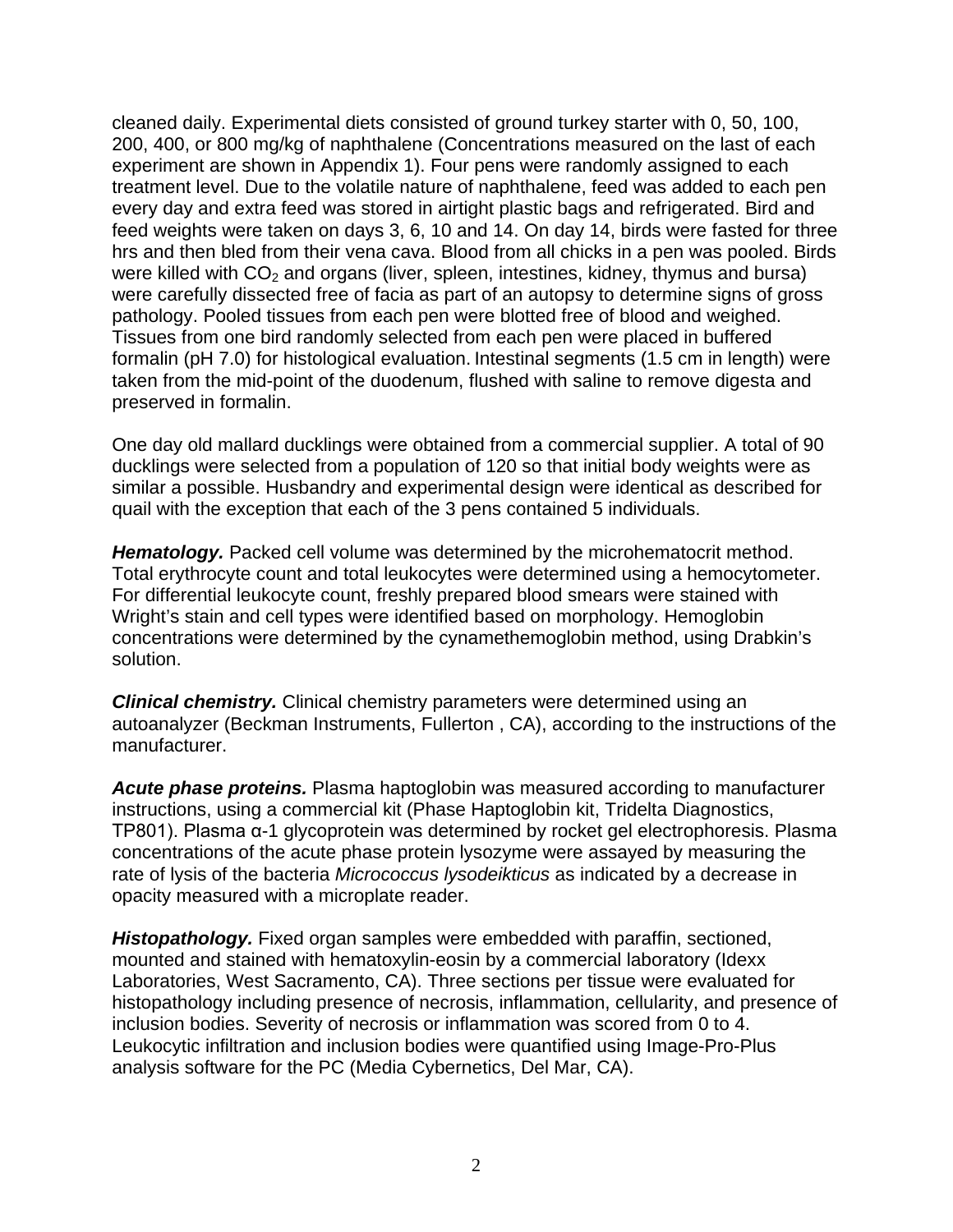cleaned daily. Experimental diets consisted of ground turkey starter with 0, 50, 100, 200, 400, or 800 mg/kg of naphthalene (Concentrations measured on the last of each experiment are shown in Appendix 1). Four pens were randomly assigned to each treatment level. Due to the volatile nature of naphthalene, feed was added to each pen every day and extra feed was stored in airtight plastic bags and refrigerated. Bird and feed weights were taken on days 3, 6, 10 and 14. On day 14, birds were fasted for three hrs and then bled from their vena cava. Blood from all chicks in a pen was pooled. Birds were killed with $CO_2$ and organs (liver, spleen, intestines, kidney, thymus and bursa) were carefully dissected free of facia as part of an autopsy to determine signs of gross pathology. Pooled tissues from each pen were blotted free of blood and weighed. Tissues from one bird randomly selected from each pen were placed in buffered formalin (pH 7.0) for histological evaluation. Intestinal segments (1.5 cm in length) were taken from the mid-point of the duodenum, flushed with saline to remove digesta and preserved in formalin.

One day old mallard ducklings were obtained from a commercial supplier. A total of 90 ducklings were selected from a population of 120 so that initial body weights were as similar a possible. Husbandry and experimental design were identical as described for quail with the exception that each of the 3 pens contained 5 individuals.

***Hematology.*** Packed cell volume was determined by the microhematocrit method. Total erythrocyte count and total leukocytes were determined using a hemocytometer. For differential leukocyte count, freshly prepared blood smears were stained with Wright's stain and cell types were identified based on morphology. Hemoglobin concentrations were determined by the cynamethemoglobin method, using Drabkin's solution.

***Clinical chemistry.*** Clinical chemistry parameters were determined using an autoanalyzer (Beckman Instruments, Fullerton , CA), according to the instructions of the manufacturer.

***Acute phase proteins.*** Plasma haptoglobin was measured according to manufacturer instructions, using a commercial kit (Phase Haptoglobin kit, Tridelta Diagnostics, TP801). Plasma α-1 glycoprotein was determined by rocket gel electrophoresis. Plasma concentrations of the acute phase protein lysozyme were assayed by measuring the rate of lysis of the bacteria *Micrococcus lysodeikticus* as indicated by a decrease in opacity measured with a microplate reader.

***Histopathology.*** Fixed organ samples were embedded with paraffin, sectioned, mounted and stained with hematoxylin-eosin by a commercial laboratory (Idexx Laboratories, West Sacramento, CA). Three sections per tissue were evaluated for histopathology including presence of necrosis, inflammation, cellularity, and presence of inclusion bodies. Severity of necrosis or inflammation was scored from 0 to 4. Leukocytic infiltration and inclusion bodies were quantified using Image-Pro-Plus analysis software for the PC (Media Cybernetics, Del Mar, CA).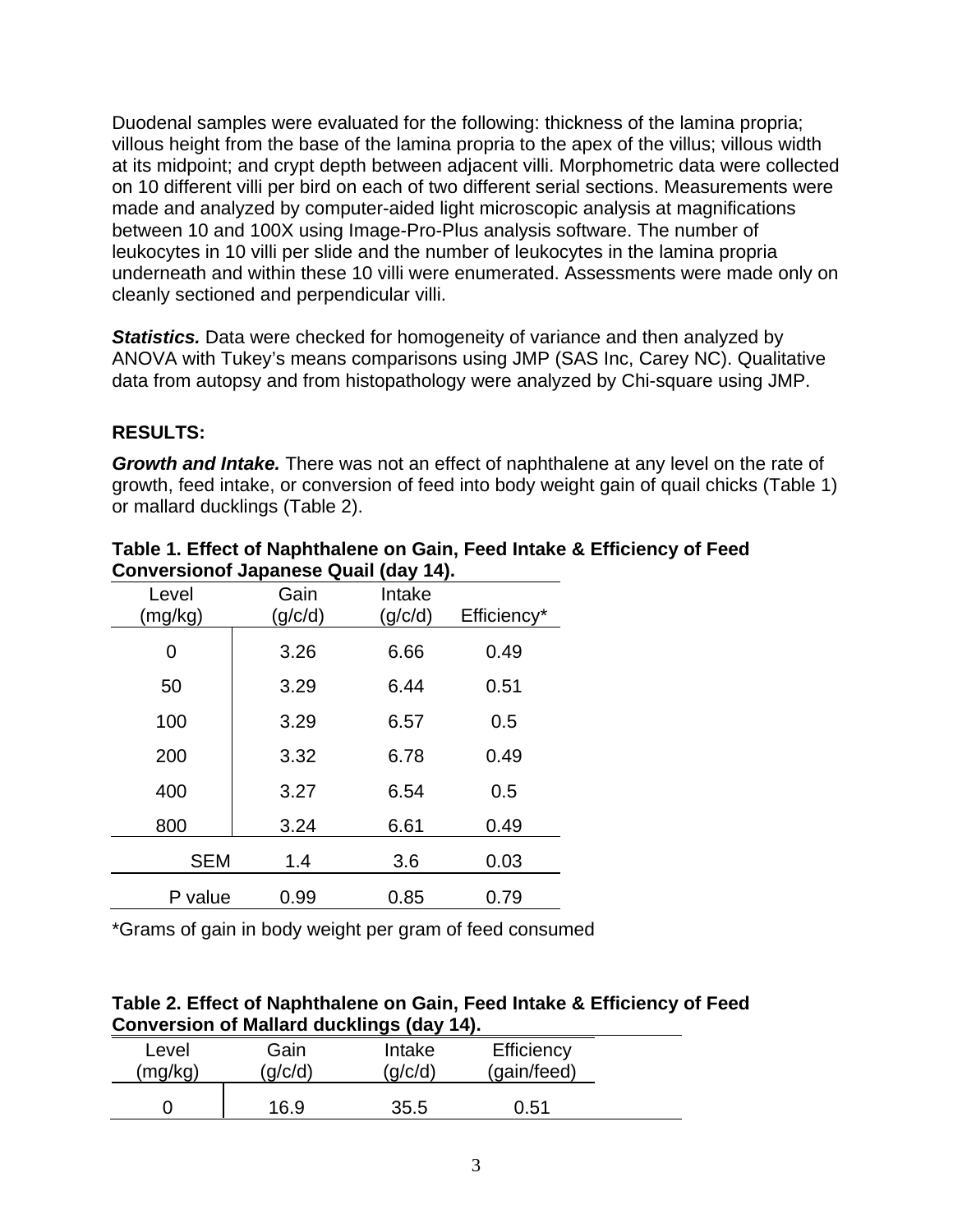Duodenal samples were evaluated for the following: thickness of the lamina propria; villous height from the base of the lamina propria to the apex of the villus; villous width at its midpoint; and crypt depth between adjacent villi. Morphometric data were collected on 10 different villi per bird on each of two different serial sections. Measurements were made and analyzed by computer-aided light microscopic analysis at magnifications between 10 and 100X using Image-Pro-Plus analysis software. The number of leukocytes in 10 villi per slide and the number of leukocytes in the lamina propria underneath and within these 10 villi were enumerated. Assessments were made only on cleanly sectioned and perpendicular villi.

***Statistics.*** Data were checked for homogeneity of variance and then analyzed by ANOVA with Tukey's means comparisons using JMP (SAS Inc, Carey NC). Qualitative data from autopsy and from histopathology were analyzed by Chi-square using JMP.

**RESULTS:**

***Growth and Intake.*** There was not an effect of naphthalene at any level on the rate of growth, feed intake, or conversion of feed into body weight gain of quail chicks (Table 1) or mallard ducklings (Table 2).

**Table 1. Effect of Naphthalene on Gain, Feed Intake & Efficiency of Feed Conversionof Japanese Quail (day 14).**

| Level (mg/kg) | Gain (g/c/d) | Intake (g/c/d) | Efficiency* |
|---|---|---|---|
| 0 | 3.26 | 6.66 | 0.49 |
| 50 | 3.29 | 6.44 | 0.51 |
| 100 | 3.29 | 6.57 | 0.5 |
| 200 | 3.32 | 6.78 | 0.49 |
| 400 | 3.27 | 6.54 | 0.5 |
| 800 | 3.24 | 6.61 | 0.49 |
| SEM | 1.4 | 3.6 | 0.03 |
| P value | 0.99 | 0.85 | 0.79 |

*Grams of gain in body weight per gram of feed consumed

**Table 2. Effect of Naphthalene on Gain, Feed Intake & Efficiency of Feed Conversion of Mallard ducklings (day 14).**

| Level (mg/kg) | Gain (g/c/d) | Intake (g/c/d) | Efficiency (gain/feed) |
|---|---|---|---|
| 0 | 16.9 | 35.5 | 0.51 |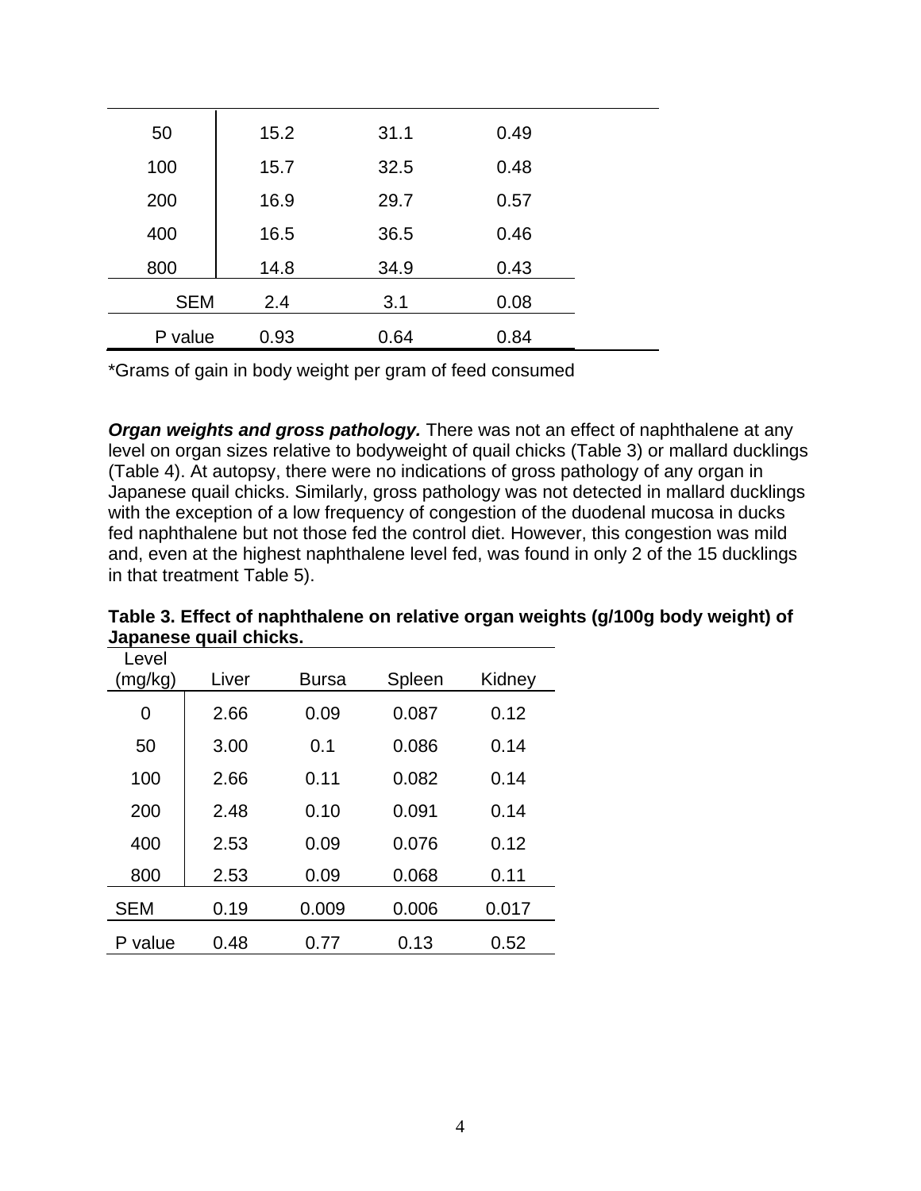| | | | |
|---|---|---|---|
| 50 | 15.2 | 31.1 | 0.49 |
| 100 | 15.7 | 32.5 | 0.48 |
| 200 | 16.9 | 29.7 | 0.57 |
| 400 | 16.5 | 36.5 | 0.46 |
| 800 | 14.8 | 34.9 | 0.43 |
| SEM | 2.4 | 3.1 | 0.08 |
| P value | 0.93 | 0.64 | 0.84 |

*Grams of gain in body weight per gram of feed consumed

***Organ weights and gross pathology.*** There was not an effect of naphthalene at any level on organ sizes relative to bodyweight of quail chicks (Table 3) or mallard ducklings (Table 4). At autopsy, there were no indications of gross pathology of any organ in Japanese quail chicks. Similarly, gross pathology was not detected in mallard ducklings with the exception of a low frequency of congestion of the duodenal mucosa in ducks fed naphthalene but not those fed the control diet. However, this congestion was mild and, even at the highest naphthalene level fed, was found in only 2 of the 15 ducklings in that treatment Table 5).

**Table 3. Effect of naphthalene on relative organ weights (g/100g body weight) of Japanese quail chicks.**

| Level (mg/kg) | Liver | Bursa | Spleen | Kidney |
|---|---|---|---|---|
| 0 | 2.66 | 0.09 | 0.087 | 0.12 |
| 50 | 3.00 | 0.1 | 0.086 | 0.14 |
| 100 | 2.66 | 0.11 | 0.082 | 0.14 |
| 200 | 2.48 | 0.10 | 0.091 | 0.14 |
| 400 | 2.53 | 0.09 | 0.076 | 0.12 |
| 800 | 2.53 | 0.09 | 0.068 | 0.11 |
| SEM | 0.19 | 0.009 | 0.006 | 0.017 |
| P value | 0.48 | 0.77 | 0.13 | 0.52 |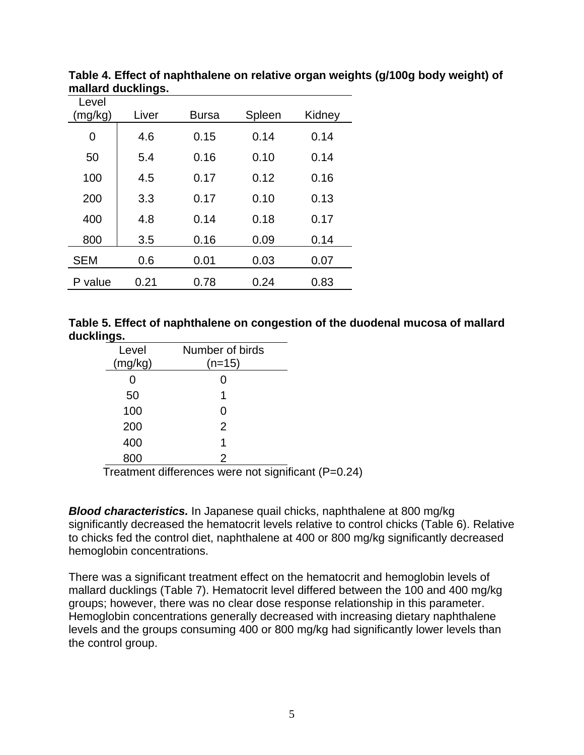**Table 4. Effect of naphthalene on relative organ weights (g/100g body weight) of mallard ducklings.**

| Level (mg/kg) | Liver | Bursa | Spleen | Kidney |
|---|---|---|---|---|
| 0 | 4.6 | 0.15 | 0.14 | 0.14 |
| 50 | 5.4 | 0.16 | 0.10 | 0.14 |
| 100 | 4.5 | 0.17 | 0.12 | 0.16 |
| 200 | 3.3 | 0.17 | 0.10 | 0.13 |
| 400 | 4.8 | 0.14 | 0.18 | 0.17 |
| 800 | 3.5 | 0.16 | 0.09 | 0.14 |
| SEM | 0.6 | 0.01 | 0.03 | 0.07 |
| P value | 0.21 | 0.78 | 0.24 | 0.83 |

**Table 5. Effect of naphthalene on congestion of the duodenal mucosa of mallard ducklings.**

| Level (mg/kg) | Number of birds (n=15) |
|---|---|
| 0 | 0 |
| 50 | 1 |
| 100 | 0 |
| 200 | 2 |
| 400 | 1 |
| 800 | 2 |

Treatment differences were not significant (P=0.24)

***Blood characteristics.*** In Japanese quail chicks, naphthalene at 800 mg/kg significantly decreased the hematocrit levels relative to control chicks (Table 6). Relative to chicks fed the control diet, naphthalene at 400 or 800 mg/kg significantly decreased hemoglobin concentrations.

There was a significant treatment effect on the hematocrit and hemoglobin levels of mallard ducklings (Table 7). Hematocrit level differed between the 100 and 400 mg/kg groups; however, there was no clear dose response relationship in this parameter. Hemoglobin concentrations generally decreased with increasing dietary naphthalene levels and the groups consuming 400 or 800 mg/kg had significantly lower levels than the control group.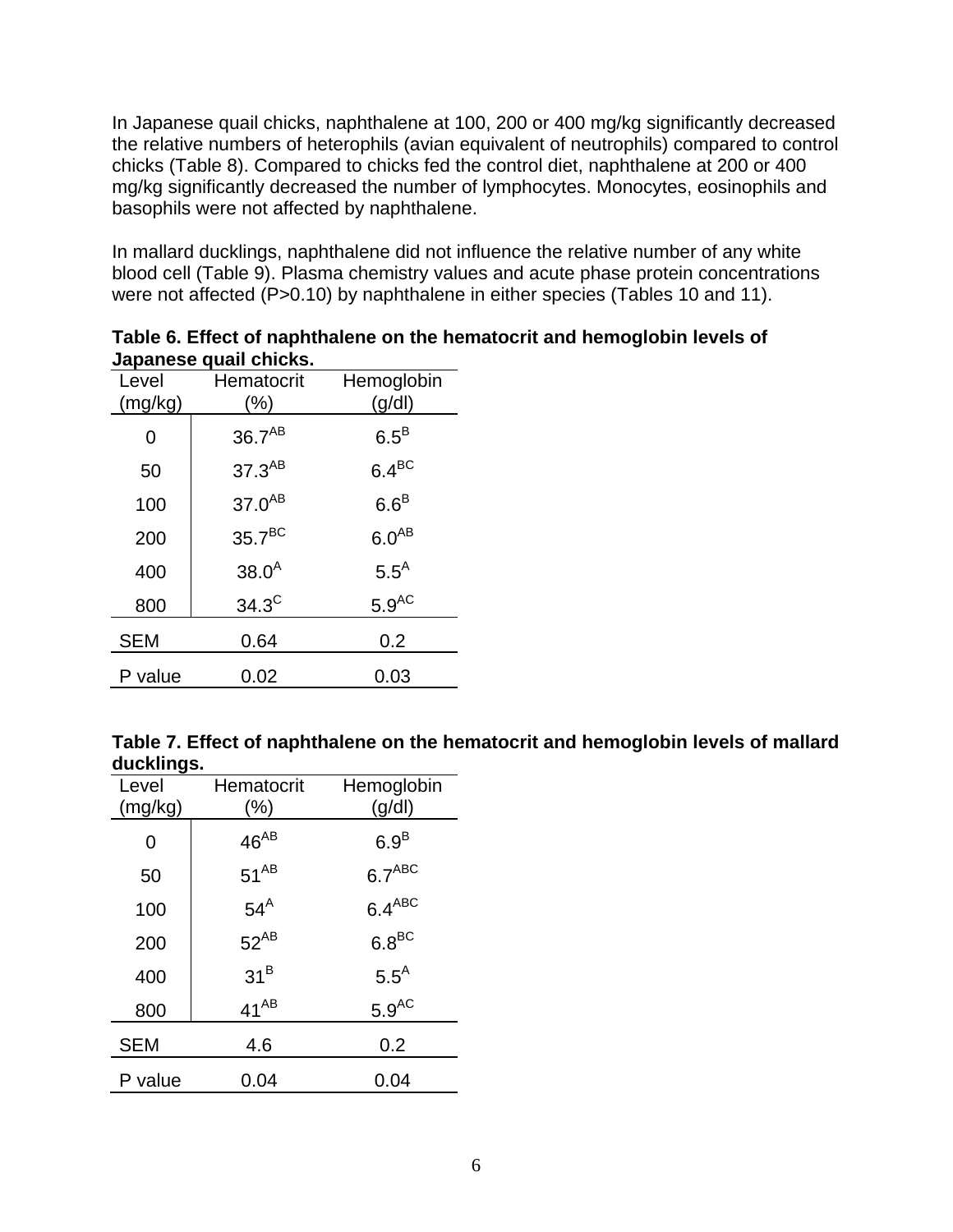In Japanese quail chicks, naphthalene at 100, 200 or 400 mg/kg significantly decreased the relative numbers of heterophils (avian equivalent of neutrophils) compared to control chicks (Table 8). Compared to chicks fed the control diet, naphthalene at 200 or 400 mg/kg significantly decreased the number of lymphocytes. Monocytes, eosinophils and basophils were not affected by naphthalene.

In mallard ducklings, naphthalene did not influence the relative number of any white blood cell (Table 9). Plasma chemistry values and acute phase protein concentrations were not affected ($P>0.10$) by naphthalene in either species (Tables 10 and 11).

**Table 6. Effect of naphthalene on the hematocrit and hemoglobin levels of Japanese quail chicks.**

| Level (mg/kg) | Hematocrit (%) | Hemoglobin (g/dl) |
|---|---|---|
| 0 | $36.7^{AB}$ | $6.5^{B}$ |
| 50 | $37.3^{AB}$ | $6.4^{BC}$ |
| 100 | $37.0^{AB}$ | $6.6^{B}$ |
| 200 | $35.7^{BC}$ | $6.0^{AB}$ |
| 400 | $38.0^{A}$ | $5.5^{A}$ |
| 800 | $34.3^{C}$ | $5.9^{AC}$ |
| SEM | 0.64 | 0.2 |
| P value | 0.02 | 0.03 |

**Table 7. Effect of naphthalene on the hematocrit and hemoglobin levels of mallard ducklings.**

| Level (mg/kg) | Hematocrit (%) | Hemoglobin (g/dl) |
|---|---|---|
| 0 | $46^{AB}$ | $6.9^{B}$ |
| 50 | $51^{AB}$ | $6.7^{ABC}$ |
| 100 | $54^{A}$ | $6.4^{ABC}$ |
| 200 | $52^{AB}$ | $6.8^{BC}$ |
| 400 | $31^{B}$ | $5.5^{A}$ |
| 800 | $41^{AB}$ | $5.9^{AC}$ |
| SEM | 4.6 | 0.2 |
| P value | 0.04 | 0.04 |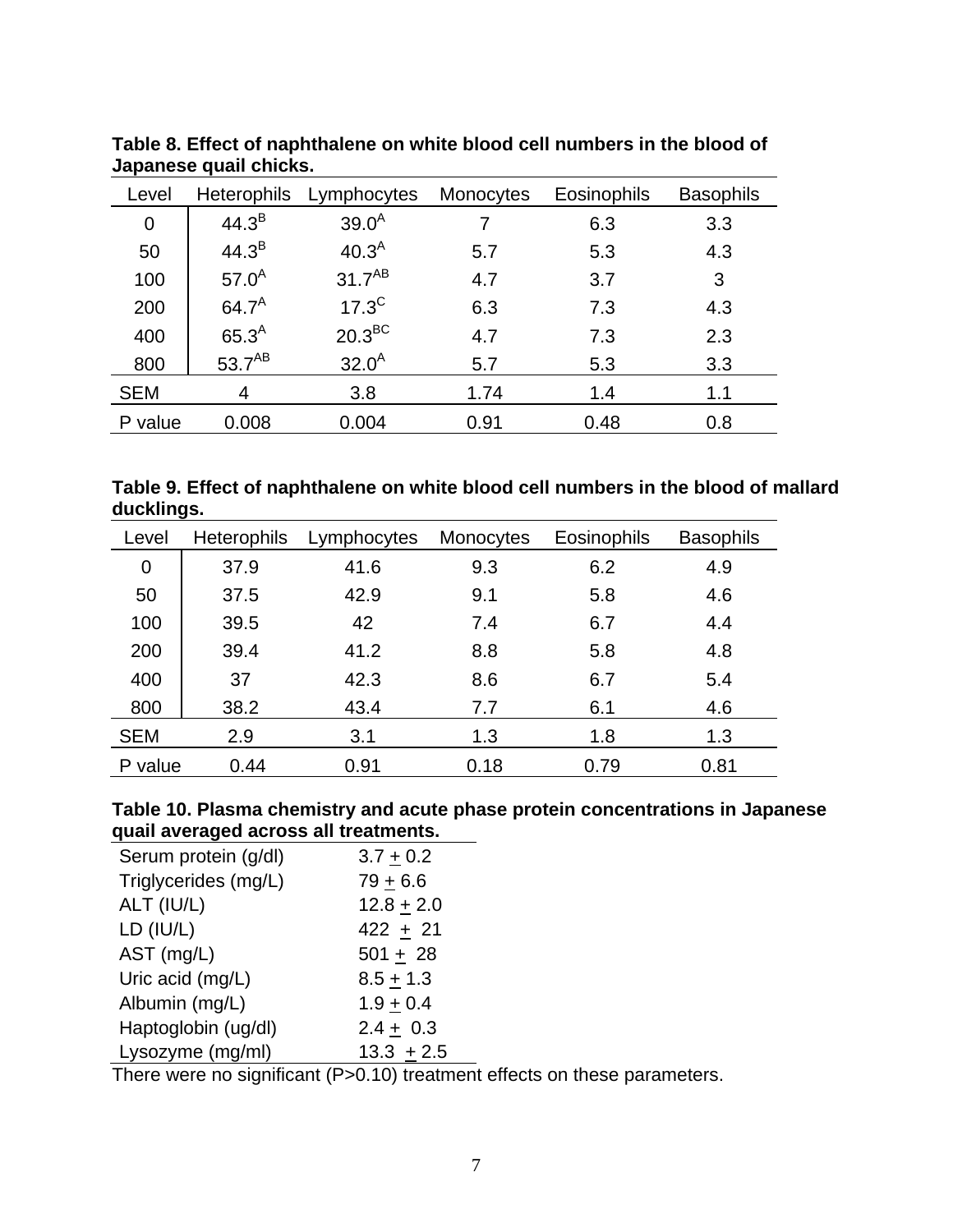**Table 8. Effect of naphthalene on white blood cell numbers in the blood of Japanese quail chicks.**

| Level | Heterophils | Lymphocytes | Monocytes | Eosinophils | Basophils |
|---|---|---|---|---|---|
| 0 | $44.3^{B}$ | $39.0^{A}$ | 7 | 6.3 | 3.3 |
| 50 | $44.3^{B}$ | $40.3^{A}$ | 5.7 | 5.3 | 4.3 |
| 100 | $57.0^{A}$ | $31.7^{AB}$ | 4.7 | 3.7 | 3 |
| 200 | $64.7^{A}$ | $17.3^{C}$ | 6.3 | 7.3 | 4.3 |
| 400 | $65.3^{A}$ | $20.3^{BC}$ | 4.7 | 7.3 | 2.3 |
| 800 | $53.7^{AB}$ | $32.0^{A}$ | 5.7 | 5.3 | 3.3 |
| SEM | 4 | 3.8 | 1.74 | 1.4 | 1.1 |
| P value | 0.008 | 0.004 | 0.91 | 0.48 | 0.8 |

**Table 9. Effect of naphthalene on white blood cell numbers in the blood of mallard ducklings.**

| Level | Heterophils | Lymphocytes | Monocytes | Eosinophils | Basophils |
|---|---|---|---|---|---|
| 0 | 37.9 | 41.6 | 9.3 | 6.2 | 4.9 |
| 50 | 37.5 | 42.9 | 9.1 | 5.8 | 4.6 |
| 100 | 39.5 | 42 | 7.4 | 6.7 | 4.4 |
| 200 | 39.4 | 41.2 | 8.8 | 5.8 | 4.8 |
| 400 | 37 | 42.3 | 8.6 | 6.7 | 5.4 |
| 800 | 38.2 | 43.4 | 7.7 | 6.1 | 4.6 |
| SEM | 2.9 | 3.1 | 1.3 | 1.8 | 1.3 |
| P value | 0.44 | 0.91 | 0.18 | 0.79 | 0.81 |

**Table 10. Plasma chemistry and acute phase protein concentrations in Japanese quail averaged across all treatments.**

| | |
|---|---|
| Serum protein (g/dl) | $3.7 \pm 0.2$ |
| Triglycerides (mg/L) | $79 \pm 6.6$ |
| ALT (IU/L) | $12.8 \pm 2.0$ |
| LD (IU/L) | $422 \pm 21$ |
| AST (mg/L) | $501 \pm 28$ |
| Uric acid (mg/L) | $8.5 \pm 1.3$ |
| Albumin (mg/L) | $1.9 \pm 0.4$ |
| Haptoglobin (ug/dl) | $2.4 \pm 0.3$ |
| Lysozyme (mg/ml) | $13.3 \pm 2.5$ |

There were no significant ($P>0.10$) treatment effects on these parameters.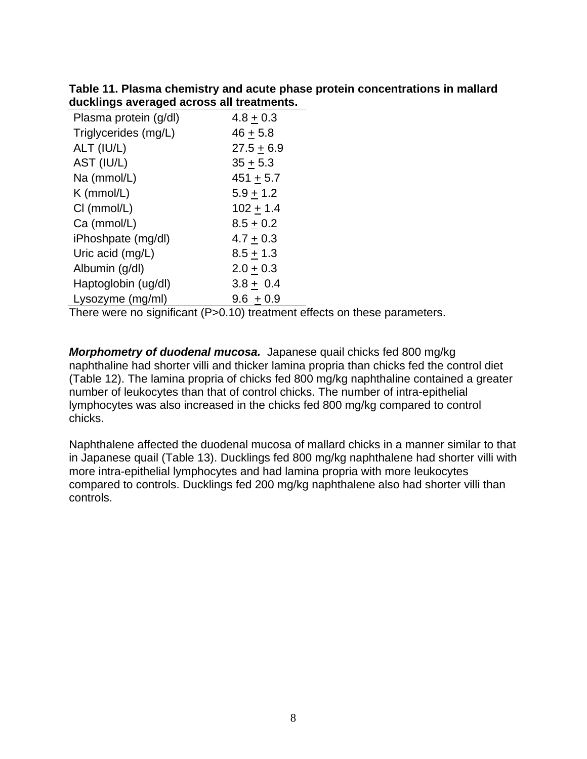**Table 11. Plasma chemistry and acute phase protein concentrations in mallard ducklings averaged across all treatments.**

| | |
|---|---|
| Plasma protein (g/dl) | 4.8 ± 0.3 |
| Triglycerides (mg/L) | 46 ± 5.8 |
| ALT (IU/L) | 27.5 ± 6.9 |
| AST (IU/L) | 35 ± 5.3 |
| Na (mmol/L) | 451 ± 5.7 |
| K (mmol/L) | 5.9 ± 1.2 |
| Cl (mmol/L) | 102 ± 1.4 |
| Ca (mmol/L) | 8.5 ± 0.2 |
| iPhoshpate (mg/dl) | 4.7 ± 0.3 |
| Uric acid (mg/L) | 8.5 ± 1.3 |
| Albumin (g/dl) | 2.0 ± 0.3 |
| Haptoglobin (ug/dl) | 3.8 ± 0.4 |
| Lysozyme (mg/ml) | 9.6 ± 0.9 |

There were no significant (P>0.10) treatment effects on these parameters.

***Morphometry of duodenal mucosa.*** Japanese quail chicks fed 800 mg/kg naphthaline had shorter villi and thicker lamina propria than chicks fed the control diet (Table 12). The lamina propria of chicks fed 800 mg/kg naphthaline contained a greater number of leukocytes than that of control chicks. The number of intra-epithelial lymphocytes was also increased in the chicks fed 800 mg/kg compared to control chicks.

Naphthalene affected the duodenal mucosa of mallard chicks in a manner similar to that in Japanese quail (Table 13). Ducklings fed 800 mg/kg naphthalene had shorter villi with more intra-epithelial lymphocytes and had lamina propria with more leukocytes compared to controls. Ducklings fed 200 mg/kg naphthalene also had shorter villi than controls.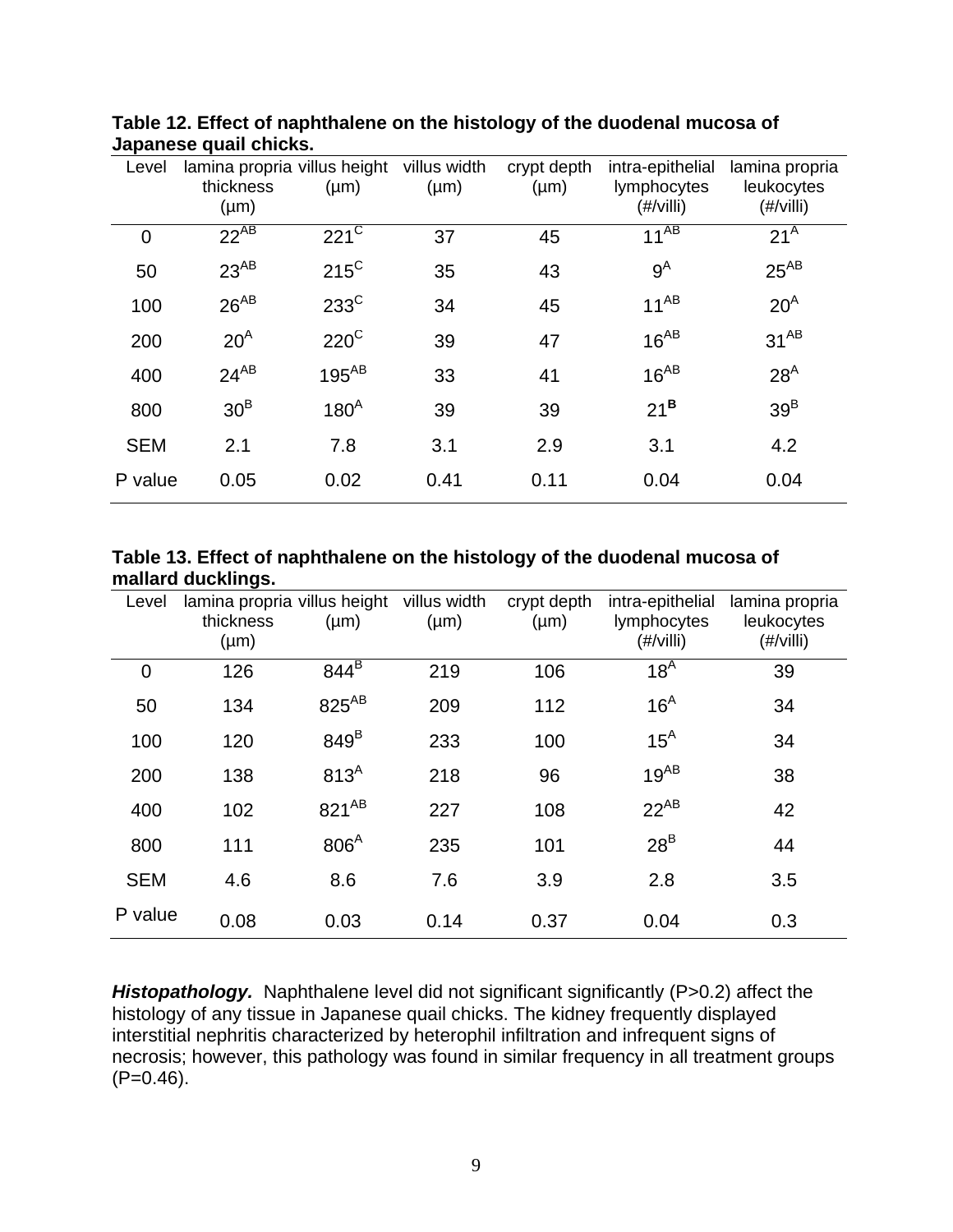**Table 12. Effect of naphthalene on the histology of the duodenal mucosa of Japanese quail chicks.**

| Level | lamina propria thickness (µm) | villus height (µm) | villus width (µm) | crypt depth (µm) | intra-epithelial lymphocytes (#/villi) | lamina propria leukocytes (#/villi) |
|---|---|---|---|---|---|---|
| 0 | $22^{AB}$ | $221^{C}$ | 37 | 45 | $11^{AB}$ | $21^{A}$ |
| 50 | $23^{AB}$ | $215^{C}$ | 35 | 43 | $9^{A}$ | $25^{AB}$ |
| 100 | $26^{AB}$ | $233^{C}$ | 34 | 45 | $11^{AB}$ | $20^{A}$ |
| 200 | $20^{A}$ | $220^{C}$ | 39 | 47 | $16^{AB}$ | $31^{AB}$ |
| 400 | $24^{AB}$ | $195^{AB}$ | 33 | 41 | $16^{AB}$ | $28^{A}$ |
| 800 | $30^{B}$ | $180^{A}$ | 39 | 39 | $21^{\mathbf{B}}$ | $39^{B}$ |
| SEM | 2.1 | 7.8 | 3.1 | 2.9 | 3.1 | 4.2 |
| P value | 0.05 | 0.02 | 0.41 | 0.11 | 0.04 | 0.04 |

**Table 13. Effect of naphthalene on the histology of the duodenal mucosa of mallard ducklings.**

| Level | lamina propria thickness (µm) | villus height (µm) | villus width (µm) | crypt depth (µm) | intra-epithelial lymphocytes (#/villi) | lamina propria leukocytes (#/villi) |
|---|---|---|---|---|---|---|
| 0 | 126 | $844^{B}$ | 219 | 106 | $18^{A}$ | 39 |
| 50 | 134 | $825^{AB}$ | 209 | 112 | $16^{A}$ | 34 |
| 100 | 120 | $849^{B}$ | 233 | 100 | $15^{A}$ | 34 |
| 200 | 138 | $813^{A}$ | 218 | 96 | $19^{AB}$ | 38 |
| 400 | 102 | $821^{AB}$ | 227 | 108 | $22^{AB}$ | 42 |
| 800 | 111 | $806^{A}$ | 235 | 101 | $28^{B}$ | 44 |
| SEM | 4.6 | 8.6 | 7.6 | 3.9 | 2.8 | 3.5 |
| P value | 0.08 | 0.03 | 0.14 | 0.37 | 0.04 | 0.3 |

***Histopathology.*** Naphthalene level did not significant significantly ($P>0.2$) affect the histology of any tissue in Japanese quail chicks. The kidney frequently displayed interstitial nephritis characterized by heterophil infiltration and infrequent signs of necrosis; however, this pathology was found in similar frequency in all treatment groups ($P=0.46$).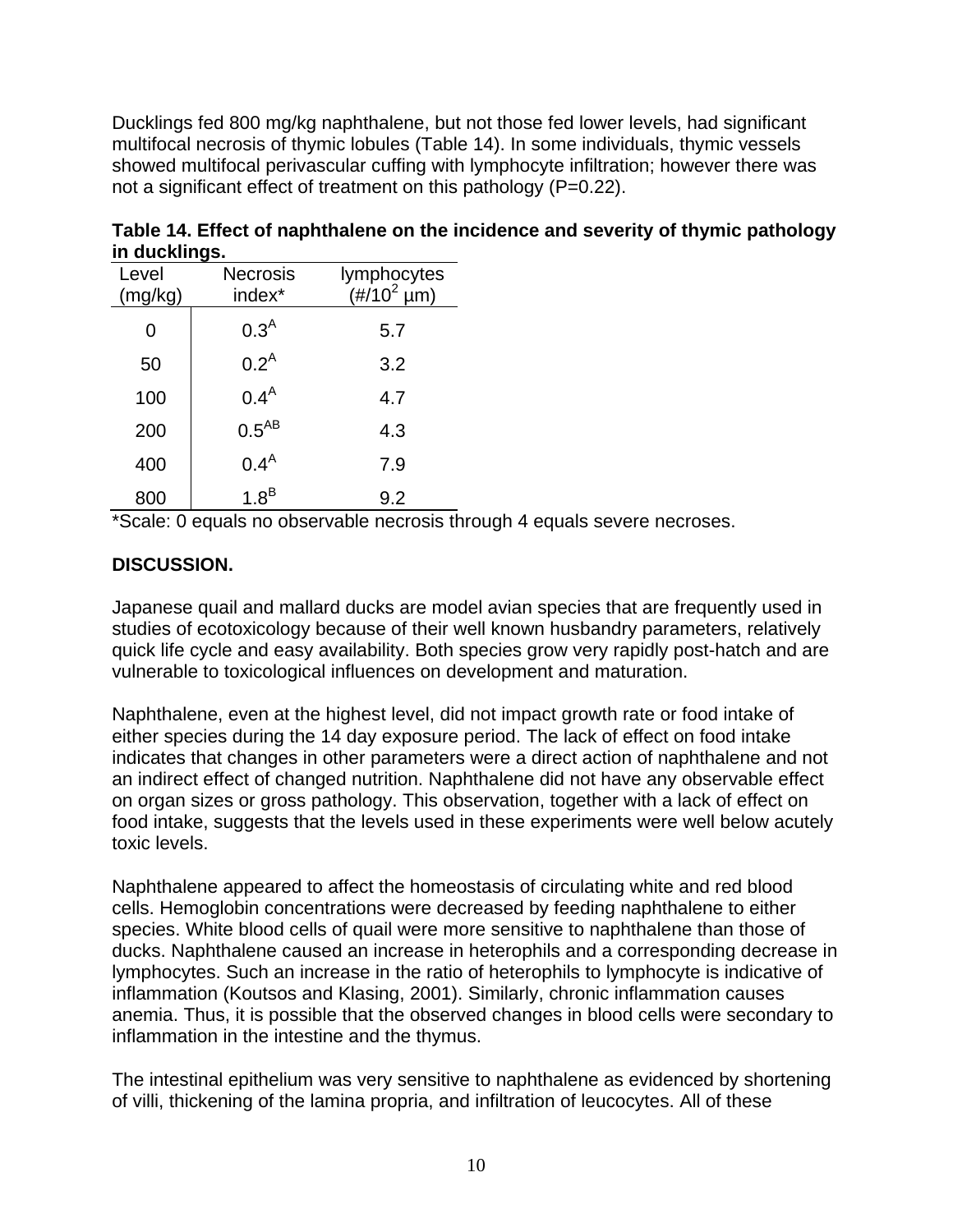Ducklings fed 800 mg/kg naphthalene, but not those fed lower levels, had significant multifocal necrosis of thymic lobules (Table 14). In some individuals, thymic vessels showed multifocal perivascular cuffing with lymphocyte infiltration; however there was not a significant effect of treatment on this pathology (P=0.22).

**Table 14. Effect of naphthalene on the incidence and severity of thymic pathology in ducklings.**

| Level (mg/kg) | Necrosis index* | lymphocytes (#/$10^2$ µm) |
|---|---|---|
| 0 | $0.3^{A}$ | 5.7 |
| 50 | $0.2^{A}$ | 3.2 |
| 100 | $0.4^{A}$ | 4.7 |
| 200 | $0.5^{AB}$ | 4.3 |
| 400 | $0.4^{A}$ | 7.9 |
| 800 | $1.8^{B}$ | 9.2 |

*Scale: 0 equals no observable necrosis through 4 equals severe necroses.

## DISCUSSION.

Japanese quail and mallard ducks are model avian species that are frequently used in studies of ecotoxicology because of their well known husbandry parameters, relatively quick life cycle and easy availability. Both species grow very rapidly post-hatch and are vulnerable to toxicological influences on development and maturation.

Naphthalene, even at the highest level, did not impact growth rate or food intake of either species during the 14 day exposure period. The lack of effect on food intake indicates that changes in other parameters were a direct action of naphthalene and not an indirect effect of changed nutrition. Naphthalene did not have any observable effect on organ sizes or gross pathology. This observation, together with a lack of effect on food intake, suggests that the levels used in these experiments were well below acutely toxic levels.

Naphthalene appeared to affect the homeostasis of circulating white and red blood cells. Hemoglobin concentrations were decreased by feeding naphthalene to either species. White blood cells of quail were more sensitive to naphthalene than those of ducks. Naphthalene caused an increase in heterophils and a corresponding decrease in lymphocytes. Such an increase in the ratio of heterophils to lymphocyte is indicative of inflammation (Koutsos and Klasing, 2001). Similarly, chronic inflammation causes anemia. Thus, it is possible that the observed changes in blood cells were secondary to inflammation in the intestine and the thymus.

The intestinal epithelium was very sensitive to naphthalene as evidenced by shortening of villi, thickening of the lamina propria, and infiltration of leucocytes. All of these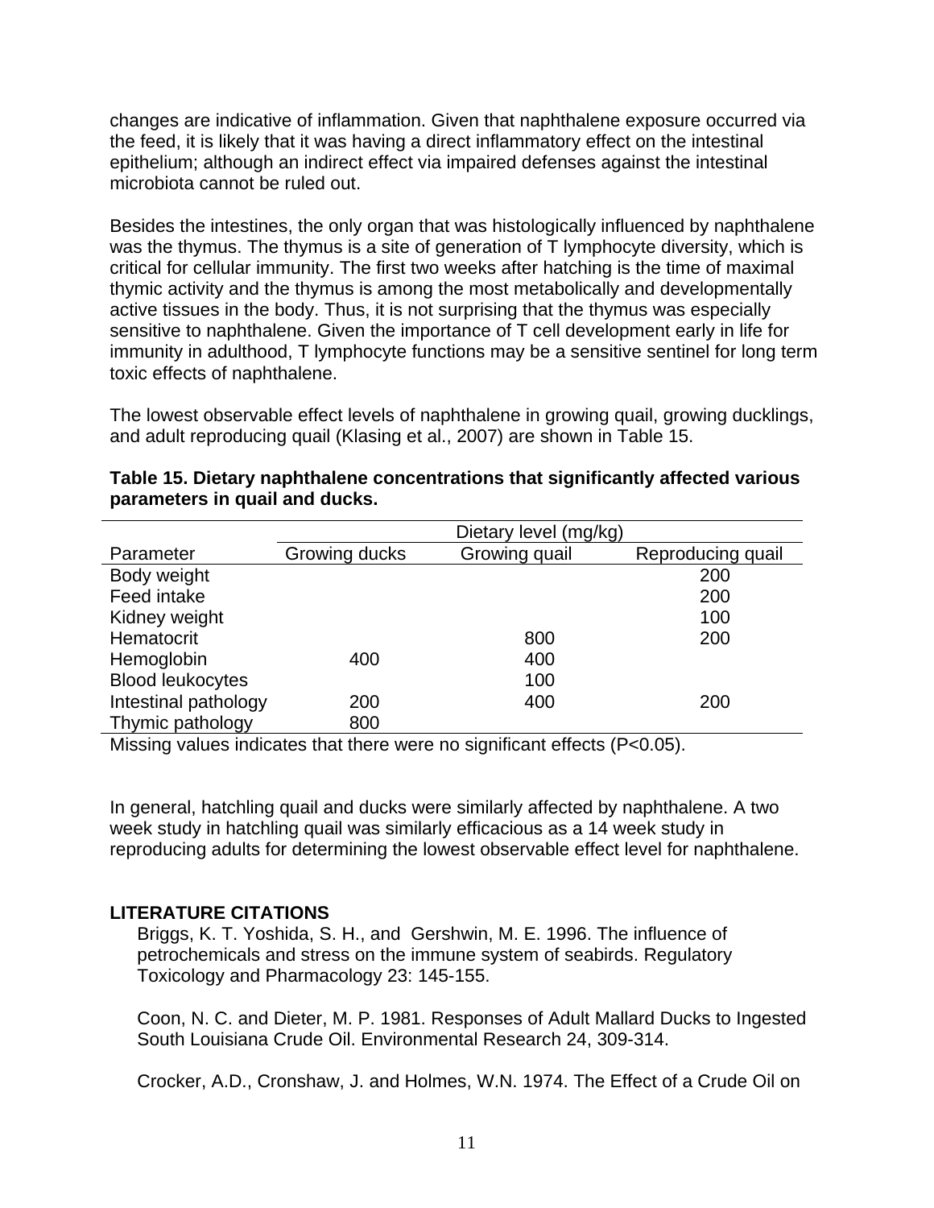changes are indicative of inflammation. Given that naphthalene exposure occurred via the feed, it is likely that it was having a direct inflammatory effect on the intestinal epithelium; although an indirect effect via impaired defenses against the intestinal microbiota cannot be ruled out.

Besides the intestines, the only organ that was histologically influenced by naphthalene was the thymus. The thymus is a site of generation of T lymphocyte diversity, which is critical for cellular immunity. The first two weeks after hatching is the time of maximal thymic activity and the thymus is among the most metabolically and developmentally active tissues in the body. Thus, it is not surprising that the thymus was especially sensitive to naphthalene. Given the importance of T cell development early in life for immunity in adulthood, T lymphocyte functions may be a sensitive sentinel for long term toxic effects of naphthalene.

The lowest observable effect levels of naphthalene in growing quail, growing ducklings, and adult reproducing quail (Klasing et al., 2007) are shown in Table 15.

**Table 15. Dietary naphthalene concentrations that significantly affected various parameters in quail and ducks.**

| | Dietary level (mg/kg) | | |
|---|---|---|---|
| Parameter | Growing ducks | Growing quail | Reproducing quail |
| Body weight | | | 200 |
| Feed intake | | | 200 |
| Kidney weight | | | 100 |
| Hematocrit | | 800 | 200 |
| Hemoglobin | 400 | 400 | |
| Blood leukocytes | | 100 | |
| Intestinal pathology | 200 | 400 | 200 |
| Thymic pathology | 800 | | |

Missing values indicates that there were no significant effects ($P<0.05$).

In general, hatchling quail and ducks were similarly affected by naphthalene. A two week study in hatchling quail was similarly efficacious as a 14 week study in reproducing adults for determining the lowest observable effect level for naphthalene.

## LITERATURE CITATIONS

Briggs, K. T. Yoshida, S. H., and Gershwin, M. E. 1996. The influence of petrochemicals and stress on the immune system of seabirds. Regulatory Toxicology and Pharmacology 23: 145-155.

Coon, N. C. and Dieter, M. P. 1981. Responses of Adult Mallard Ducks to Ingested South Louisiana Crude Oil. Environmental Research 24, 309-314.

Crocker, A.D., Cronshaw, J. and Holmes, W.N. 1974. The Effect of a Crude Oil on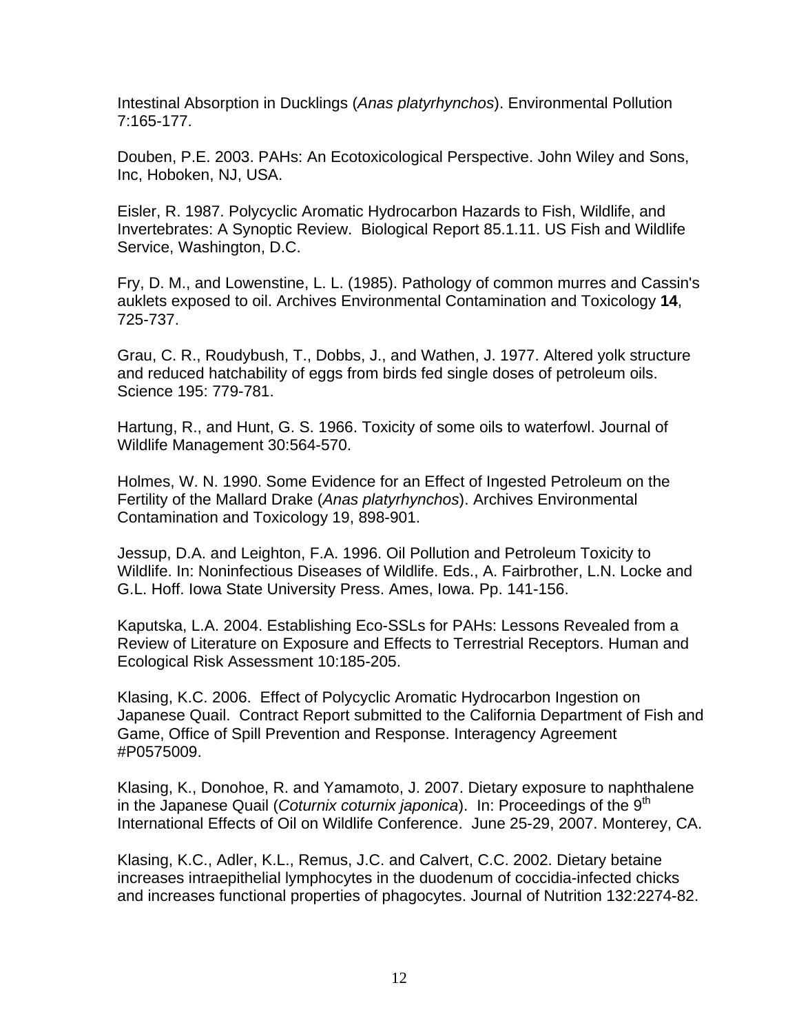Intestinal Absorption in Ducklings (*Anas platyrhynchos*). Environmental Pollution 7:165-177.

Douben, P.E. 2003. PAHs: An Ecotoxicological Perspective. John Wiley and Sons, Inc, Hoboken, NJ, USA.

Eisler, R. 1987. Polycyclic Aromatic Hydrocarbon Hazards to Fish, Wildlife, and Invertebrates: A Synoptic Review. Biological Report 85.1.11. US Fish and Wildlife Service, Washington, D.C.

Fry, D. M., and Lowenstine, L. L. (1985). Pathology of common murres and Cassin's auklets exposed to oil. Archives Environmental Contamination and Toxicology **14**, 725-737.

Grau, C. R., Roudybush, T., Dobbs, J., and Wathen, J. 1977. Altered yolk structure and reduced hatchability of eggs from birds fed single doses of petroleum oils. Science 195: 779-781.

Hartung, R., and Hunt, G. S. 1966. Toxicity of some oils to waterfowl. Journal of Wildlife Management 30:564-570.

Holmes, W. N. 1990. Some Evidence for an Effect of Ingested Petroleum on the Fertility of the Mallard Drake (*Anas platyrhynchos*). Archives Environmental Contamination and Toxicology 19, 898-901.

Jessup, D.A. and Leighton, F.A. 1996. Oil Pollution and Petroleum Toxicity to Wildlife. In: Noninfectious Diseases of Wildlife. Eds., A. Fairbrother, L.N. Locke and G.L. Hoff. Iowa State University Press. Ames, Iowa. Pp. 141-156.

Kaputska, L.A. 2004. Establishing Eco-SSLs for PAHs: Lessons Revealed from a Review of Literature on Exposure and Effects to Terrestrial Receptors. Human and Ecological Risk Assessment 10:185-205.

Klasing, K.C. 2006. Effect of Polycyclic Aromatic Hydrocarbon Ingestion on Japanese Quail. Contract Report submitted to the California Department of Fish and Game, Office of Spill Prevention and Response. Interagency Agreement #P0575009.

Klasing, K., Donohoe, R. and Yamamoto, J. 2007. Dietary exposure to naphthalene in the Japanese Quail (*Coturnix coturnix japonica*). In: Proceedings of the 9th International Effects of Oil on Wildlife Conference. June 25-29, 2007. Monterey, CA.

Klasing, K.C., Adler, K.L., Remus, J.C. and Calvert, C.C. 2002. Dietary betaine increases intraepithelial lymphocytes in the duodenum of coccidia-infected chicks and increases functional properties of phagocytes. Journal of Nutrition 132:2274-82.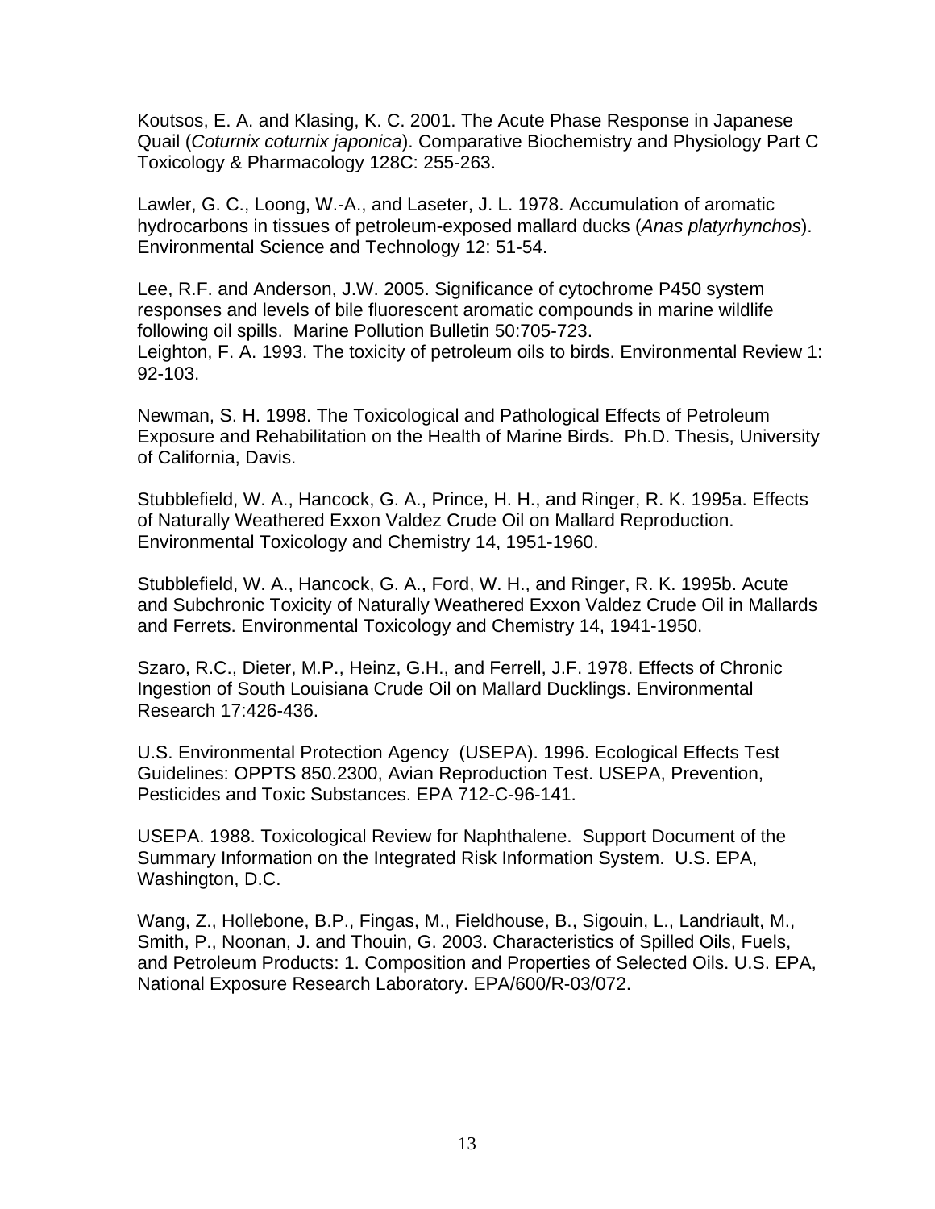Koutsos, E. A. and Klasing, K. C. 2001. The Acute Phase Response in Japanese Quail (*Coturnix coturnix japonica*). Comparative Biochemistry and Physiology Part C Toxicology & Pharmacology 128C: 255-263.

Lawler, G. C., Loong, W.-A., and Laseter, J. L. 1978. Accumulation of aromatic hydrocarbons in tissues of petroleum-exposed mallard ducks (*Anas platyrhynchos*). Environmental Science and Technology 12: 51-54.

Lee, R.F. and Anderson, J.W. 2005. Significance of cytochrome P450 system responses and levels of bile fluorescent aromatic compounds in marine wildlife following oil spills. Marine Pollution Bulletin 50:705-723.
Leighton, F. A. 1993. The toxicity of petroleum oils to birds. Environmental Review 1: 92-103.

Newman, S. H. 1998. The Toxicological and Pathological Effects of Petroleum Exposure and Rehabilitation on the Health of Marine Birds. Ph.D. Thesis, University of California, Davis.

Stubblefield, W. A., Hancock, G. A., Prince, H. H., and Ringer, R. K. 1995a. Effects of Naturally Weathered Exxon Valdez Crude Oil on Mallard Reproduction. Environmental Toxicology and Chemistry 14, 1951-1960.

Stubblefield, W. A., Hancock, G. A., Ford, W. H., and Ringer, R. K. 1995b. Acute and Subchronic Toxicity of Naturally Weathered Exxon Valdez Crude Oil in Mallards and Ferrets. Environmental Toxicology and Chemistry 14, 1941-1950.

Szaro, R.C., Dieter, M.P., Heinz, G.H., and Ferrell, J.F. 1978. Effects of Chronic Ingestion of South Louisiana Crude Oil on Mallard Ducklings. Environmental Research 17:426-436.

U.S. Environmental Protection Agency (USEPA). 1996. Ecological Effects Test Guidelines: OPPTS 850.2300, Avian Reproduction Test. USEPA, Prevention, Pesticides and Toxic Substances. EPA 712-C-96-141.

USEPA. 1988. Toxicological Review for Naphthalene. Support Document of the Summary Information on the Integrated Risk Information System. U.S. EPA, Washington, D.C.

Wang, Z., Hollebone, B.P., Fingas, M., Fieldhouse, B., Sigouin, L., Landriault, M., Smith, P., Noonan, J. and Thouin, G. 2003. Characteristics of Spilled Oils, Fuels, and Petroleum Products: 1. Composition and Properties of Selected Oils. U.S. EPA, National Exposure Research Laboratory. EPA/600/R-03/072.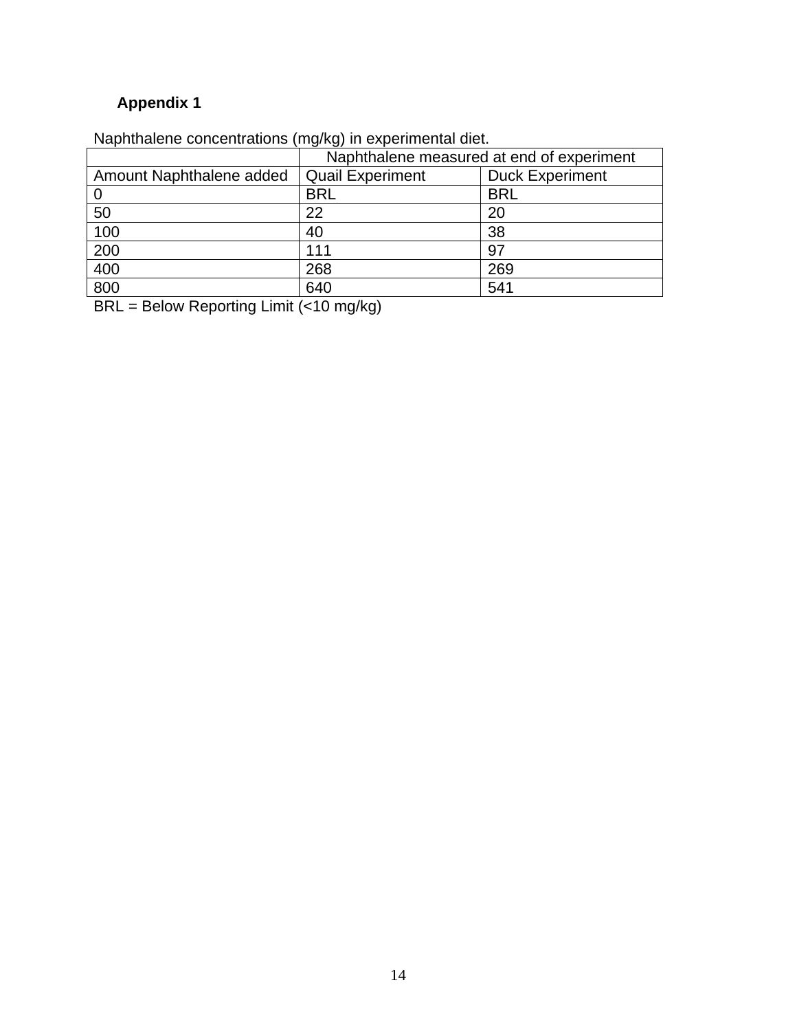## Appendix 1

Naphthalene concentrations (mg/kg) in experimental diet.

| | Naphthalene measured at end of experiment | |
|---|---|---|
| Amount Naphthalene added | Quail Experiment | Duck Experiment |
| 0 | BRL | BRL |
| 50 | 22 | 20 |
| 100 | 40 | 38 |
| 200 | 111 | 97 |
| 400 | 268 | 269 |
| 800 | 640 | 541 |

BRL = Below Reporting Limit (<10 mg/kg)